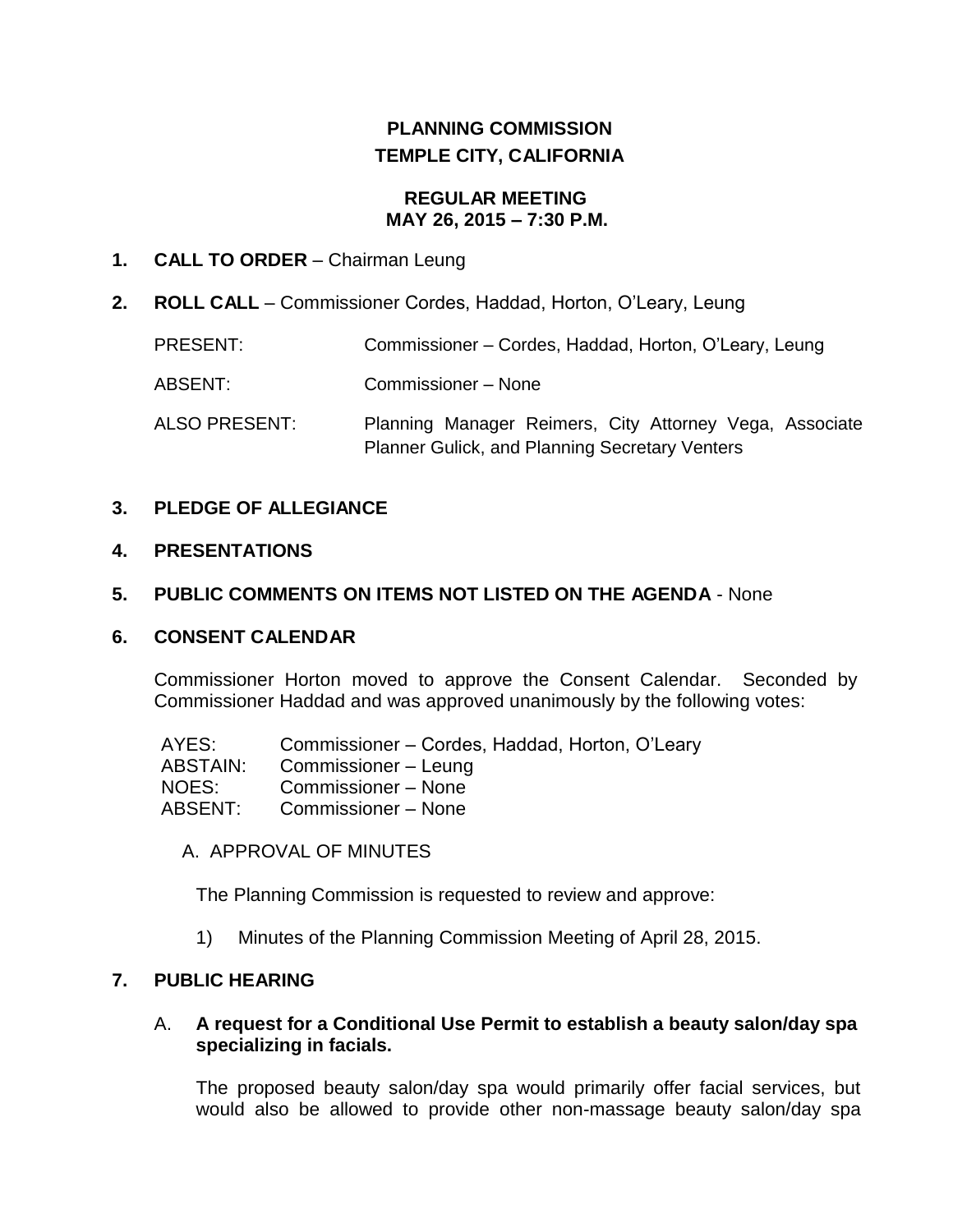# PLANNING COMMISSION
# TEMPLE CITY, CALIFORNIA

## REGULAR MEETING
## MAY 26, 2015 – 7:30 P.M.

**1. CALL TO ORDER** – Chairman Leung

**2. ROLL CALL** – Commissioner Cordes, Haddad, Horton, O'Leary, Leung

| | |
|---|---|
| PRESENT: | Commissioner – Cordes, Haddad, Horton, O'Leary, Leung |
| ABSENT: | Commissioner – None |
| ALSO PRESENT: | Planning Manager Reimers, City Attorney Vega, Associate Planner Gulick, and Planning Secretary Venters |

**3. PLEDGE OF ALLEGIANCE**

**4. PRESENTATIONS**

**5. PUBLIC COMMENTS ON ITEMS NOT LISTED ON THE AGENDA** - None

**6. CONSENT CALENDAR**

Commissioner Horton moved to approve the Consent Calendar. Seconded by Commissioner Haddad and was approved unanimously by the following votes:

| | |
|---|---|
| AYES: | Commissioner – Cordes, Haddad, Horton, O'Leary |
| ABSTAIN: | Commissioner – Leung |
| NOES: | Commissioner – None |
| ABSENT: | Commissioner – None |

A. APPROVAL OF MINUTES

The Planning Commission is requested to review and approve:

1) Minutes of the Planning Commission Meeting of April 28, 2015.

**7. PUBLIC HEARING**

A. **A request for a Conditional Use Permit to establish a beauty salon/day spa specializing in facials.**

The proposed beauty salon/day spa would primarily offer facial services, but would also be allowed to provide other non-massage beauty salon/day spa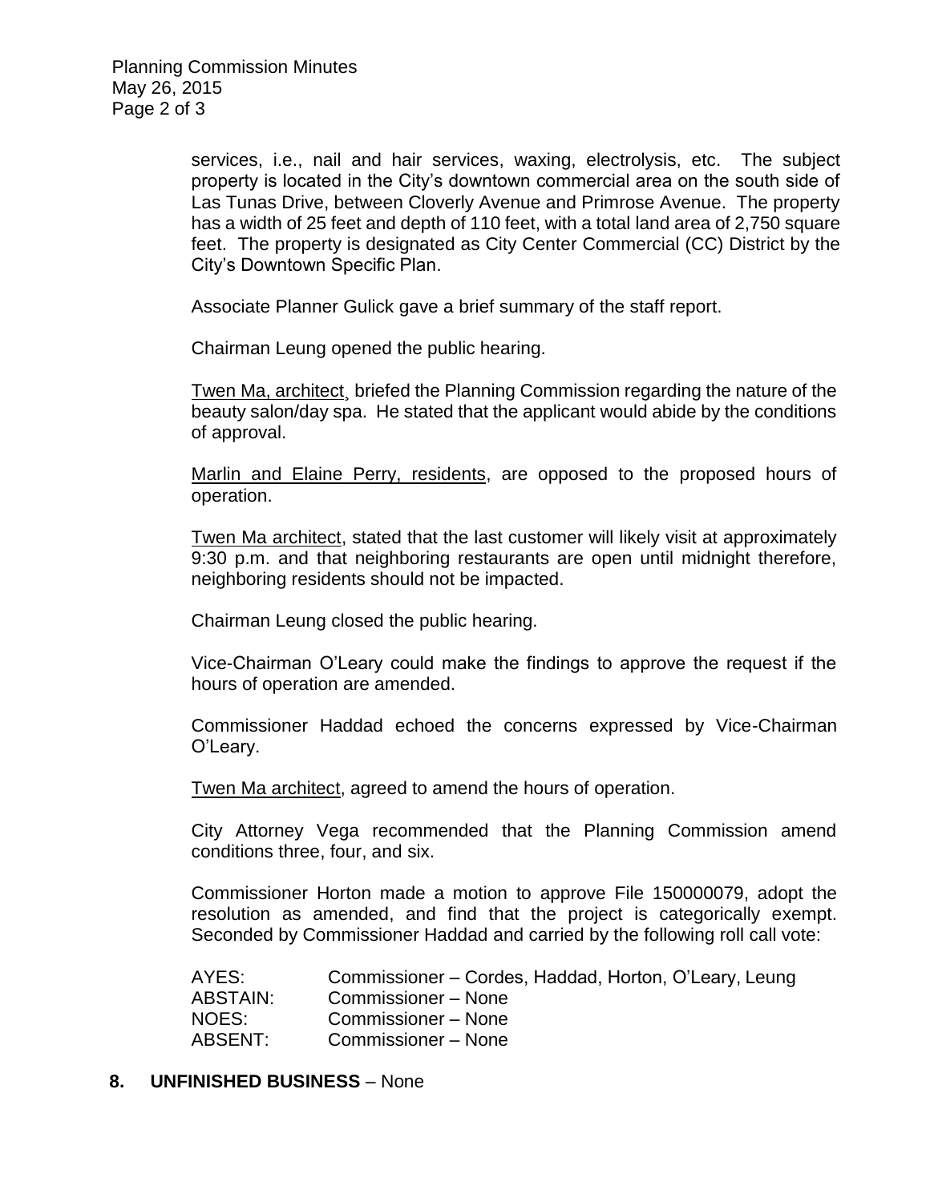services, i.e., nail and hair services, waxing, electrolysis, etc. The subject property is located in the City's downtown commercial area on the south side of Las Tunas Drive, between Cloverly Avenue and Primrose Avenue. The property has a width of 25 feet and depth of 110 feet, with a total land area of 2,750 square feet. The property is designated as City Center Commercial (CC) District by the City's Downtown Specific Plan.

Associate Planner Gulick gave a brief summary of the staff report.

Chairman Leung opened the public hearing.

Twen Ma, architect, briefed the Planning Commission regarding the nature of the beauty salon/day spa. He stated that the applicant would abide by the conditions of approval.

Marlin and Elaine Perry, residents, are opposed to the proposed hours of operation.

Twen Ma architect, stated that the last customer will likely visit at approximately 9:30 p.m. and that neighboring restaurants are open until midnight therefore, neighboring residents should not be impacted.

Chairman Leung closed the public hearing.

Vice-Chairman O'Leary could make the findings to approve the request if the hours of operation are amended.

Commissioner Haddad echoed the concerns expressed by Vice-Chairman O'Leary.

Twen Ma architect, agreed to amend the hours of operation.

City Attorney Vega recommended that the Planning Commission amend conditions three, four, and six.

Commissioner Horton made a motion to approve File 150000079, adopt the resolution as amended, and find that the project is categorically exempt. Seconded by Commissioner Haddad and carried by the following roll call vote:

| | |
|---|---|
| AYES: | Commissioner – Cordes, Haddad, Horton, O'Leary, Leung |
| ABSTAIN: | Commissioner – None |
| NOES: | Commissioner – None |
| ABSENT: | Commissioner – None |

**8. UNFINISHED BUSINESS** – None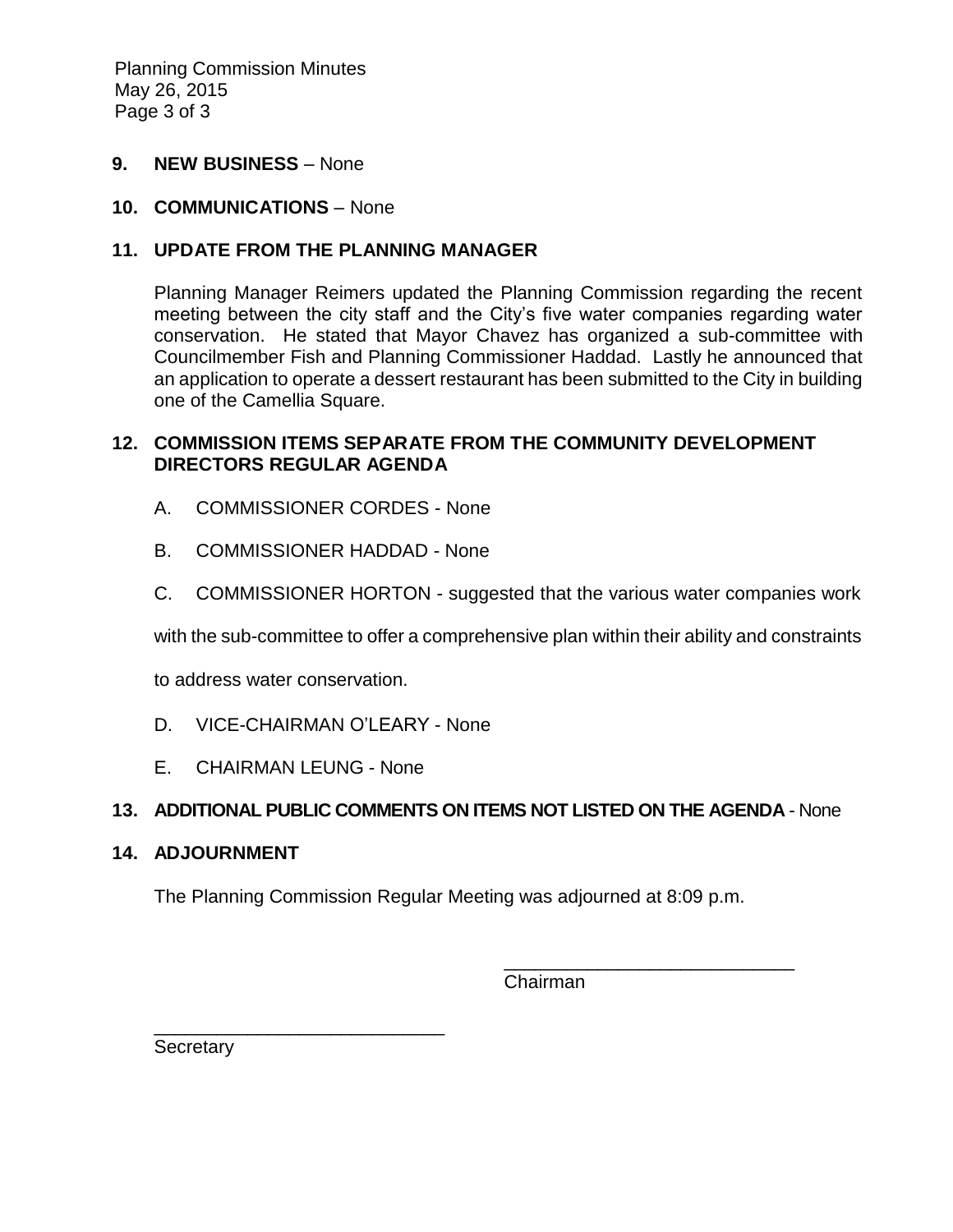**9. NEW BUSINESS** – None

**10. COMMUNICATIONS** – None

**11. UPDATE FROM THE PLANNING MANAGER**

Planning Manager Reimers updated the Planning Commission regarding the recent meeting between the city staff and the City's five water companies regarding water conservation. He stated that Mayor Chavez has organized a sub-committee with Councilmember Fish and Planning Commissioner Haddad. Lastly he announced that an application to operate a dessert restaurant has been submitted to the City in building one of the Camellia Square.

**12. COMMISSION ITEMS SEPARATE FROM THE COMMUNITY DEVELOPMENT DIRECTORS REGULAR AGENDA**

A. COMMISSIONER CORDES - None

B. COMMISSIONER HADDAD - None

C. COMMISSIONER HORTON - suggested that the various water companies work with the sub-committee to offer a comprehensive plan within their ability and constraints to address water conservation.

D. VICE-CHAIRMAN O'LEARY - None

E. CHAIRMAN LEUNG - None

**13. ADDITIONAL PUBLIC COMMENTS ON ITEMS NOT LISTED ON THE AGENDA** - None

**14. ADJOURNMENT**

The Planning Commission Regular Meeting was adjourned at 8:09 p.m.

\_\_\_\_\_\_\_\_\_\_\_\_\_\_\_\_\_\_\_\_\_\_\_\_\_\_\_\_\_\_
Chairman

\_\_\_\_\_\_\_\_\_\_\_\_\_\_\_\_\_\_\_\_\_\_\_\_\_\_\_\_\_\_
Secretary